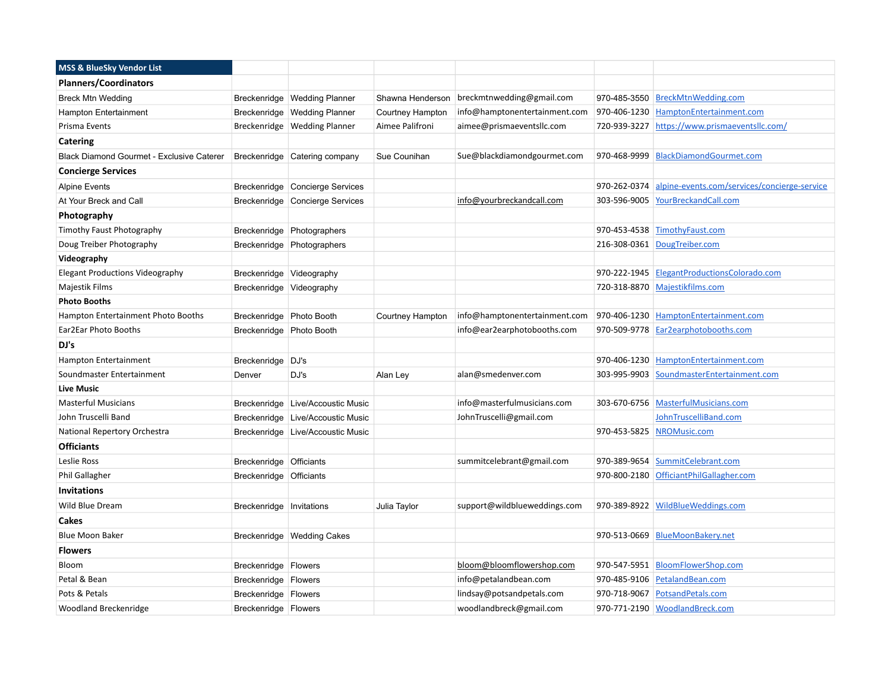| MSS & BlueSky Vendor List | | | | | | |
|---|---|---|---|---|---|---|
| **Planners/Coordinators** | | | | | | |
| Breck Mtn Wedding | Breckenridge | Wedding Planner | Shawna Henderson | breckmtnwedding@gmail.com | 970-485-3550 | BreckMtnWedding.com |
| Hampton Entertainment | Breckenridge | Wedding Planner | Courtney Hampton | info@hamptonentertainment.com | 970-406-1230 | HamptonEntertainment.com |
| Prisma Events | Breckenridge | Wedding Planner | Aimee Palifroni | aimee@prismaeventsllc.com | 720-939-3227 | https://www.prismaeventsllc.com/ |
| **Catering** | | | | | | |
| Black Diamond Gourmet - Exclusive Caterer | Breckenridge | Catering company | Sue Counihan | Sue@blackdiamondgourmet.com | 970-468-9999 | BlackDiamondGourmet.com |
| **Concierge Services** | | | | | | |
| Alpine Events | Breckenridge | Concierge Services | | | 970-262-0374 | alpine-events.com/services/concierge-service |
| At Your Breck and Call | Breckenridge | Concierge Services | | info@yourbreckandcall.com | 303-596-9005 | YourBreckandCall.com |
| **Photography** | | | | | | |
| Timothy Faust Photography | Breckenridge | Photographers | | | 970-453-4538 | TimothyFaust.com |
| Doug Treiber Photography | Breckenridge | Photographers | | | 216-308-0361 | DougTreiber.com |
| **Videography** | | | | | | |
| Elegant Productions Videography | Breckenridge | Videography | | | 970-222-1945 | ElegantProductionsColorado.com |
| Majestik Films | Breckenridge | Videography | | | 720-318-8870 | Majestikfilms.com |
| **Photo Booths** | | | | | | |
| Hampton Entertainment Photo Booths | Breckenridge | Photo Booth | Courtney Hampton | info@hamptonentertainment.com | 970-406-1230 | HamptonEntertainment.com |
| Ear2Ear Photo Booths | Breckenridge | Photo Booth | | info@ear2earphotobooths.com | 970-509-9778 | Ear2earphotobooths.com |
| **DJ's** | | | | | | |
| Hampton Entertainment | Breckenridge | DJ's | | | 970-406-1230 | HamptonEntertainment.com |
| Soundmaster Entertainment | Denver | DJ's | Alan Ley | alan@smedenver.com | 303-995-9903 | SoundmasterEntertainment.com |
| **Live Music** | | | | | | |
| Masterful Musicians | Breckenridge | Live/Accoustic Music | | info@masterfulmusicians.com | 303-670-6756 | MasterfulMusicians.com |
| John Truscelli Band | Breckenridge | Live/Accoustic Music | | JohnTruscelli@gmail.com | | JohnTruscelliBand.com |
| National Repertory Orchestra | Breckenridge | Live/Accoustic Music | | | 970-453-5825 | NROMusic.com |
| **Officiants** | | | | | | |
| Leslie Ross | Breckenridge | Officiants | | summitcelebrant@gmail.com | 970-389-9654 | SummitCelebrant.com |
| Phil Gallagher | Breckenridge | Officiants | | | 970-800-2180 | OfficiantPhilGallagher.com |
| **Invitations** | | | | | | |
| Wild Blue Dream | Breckenridge | Invitations | Julia Taylor | support@wildblueweddings.com | 970-389-8922 | WildBlueWeddings.com |
| **Cakes** | | | | | | |
| Blue Moon Baker | Breckenridge | Wedding Cakes | | | 970-513-0669 | BlueMoonBakery.net |
| **Flowers** | | | | | | |
| Bloom | Breckenridge | Flowers | | bloom@bloomflowershop.com | 970-547-5951 | BloomFlowerShop.com |
| Petal & Bean | Breckenridge | Flowers | | info@petalandbean.com | 970-485-9106 | PetalandBean.com |
| Pots & Petals | Breckenridge | Flowers | | lindsay@potsandpetals.com | 970-718-9067 | PotsandPetals.com |
| Woodland Breckenridge | Breckenridge | Flowers | | woodlandbreck@gmail.com | 970-771-2190 | WoodlandBreck.com |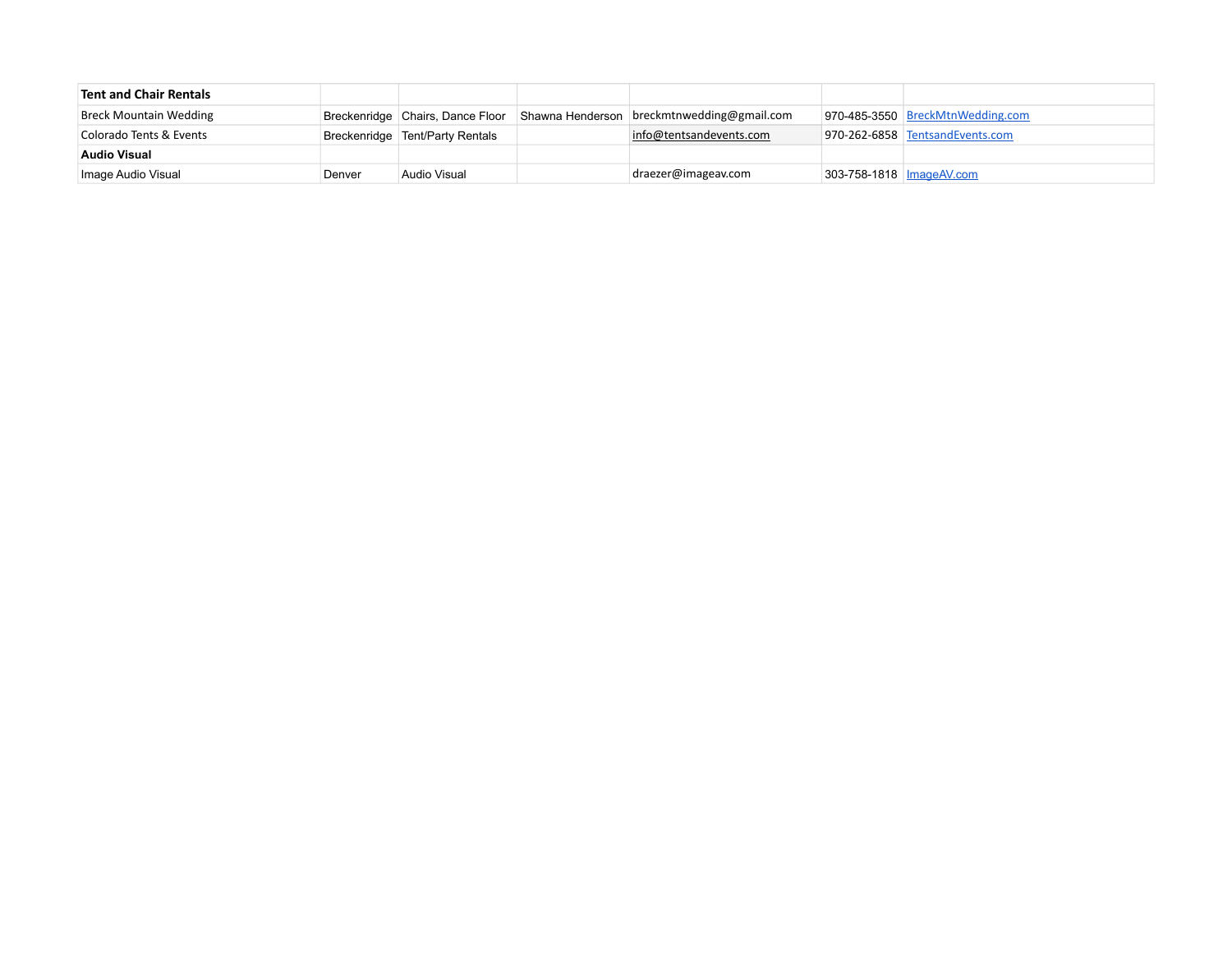| | | | | | | |
|---|---|---|---|---|---|---|
| **Tent and Chair Rentals** | | | | | | |
| Breck Mountain Wedding | Breckenridge | Chairs, Dance Floor | Shawna Henderson | breckmtnwedding@gmail.com | 970-485-3550 | BreckMtnWedding.com |
| Colorado Tents & Events | Breckenridge | Tent/Party Rentals | | info@tentsandevents.com | 970-262-6858 | TentsandEvents.com |
| **Audio Visual** | | | | | | |
| Image Audio Visual | Denver | Audio Visual | | draezer@imageav.com | 303-758-1818 | ImageAV.com |